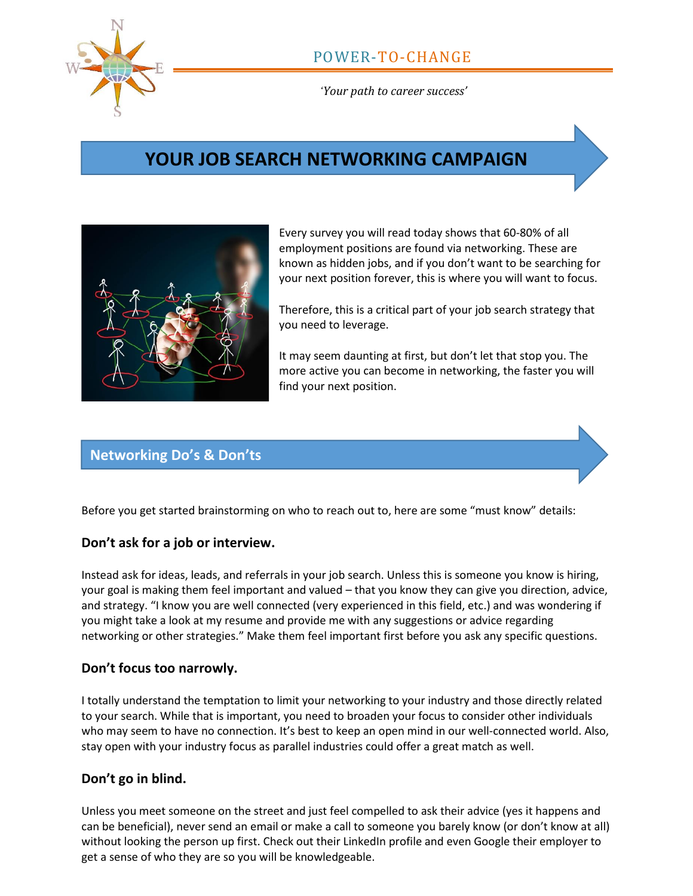POWER-TO-CHANGE

*'Your path to career success'*

# YOUR JOB SEARCH NETWORKING CAMPAIGN

Every survey you will read today shows that 60-80% of all employment positions are found via networking. These are known as hidden jobs, and if you don't want to be searching for your next position forever, this is where you will want to focus.

Therefore, this is a critical part of your job search strategy that you need to leverage.

It may seem daunting at first, but don't let that stop you. The more active you can become in networking, the faster you will find your next position.

## Networking Do's & Don'ts

Before you get started brainstorming on who to reach out to, here are some "must know" details:

### Don't ask for a job or interview.

Instead ask for ideas, leads, and referrals in your job search. Unless this is someone you know is hiring, your goal is making them feel important and valued – that you know they can give you direction, advice, and strategy. "I know you are well connected (very experienced in this field, etc.) and was wondering if you might take a look at my resume and provide me with any suggestions or advice regarding networking or other strategies." Make them feel important first before you ask any specific questions.

### Don't focus too narrowly.

I totally understand the temptation to limit your networking to your industry and those directly related to your search. While that is important, you need to broaden your focus to consider other individuals who may seem to have no connection. It's best to keep an open mind in our well-connected world. Also, stay open with your industry focus as parallel industries could offer a great match as well.

### Don't go in blind.

Unless you meet someone on the street and just feel compelled to ask their advice (yes it happens and can be beneficial), never send an email or make a call to someone you barely know (or don't know at all) without looking the person up first. Check out their LinkedIn profile and even Google their employer to get a sense of who they are so you will be knowledgeable.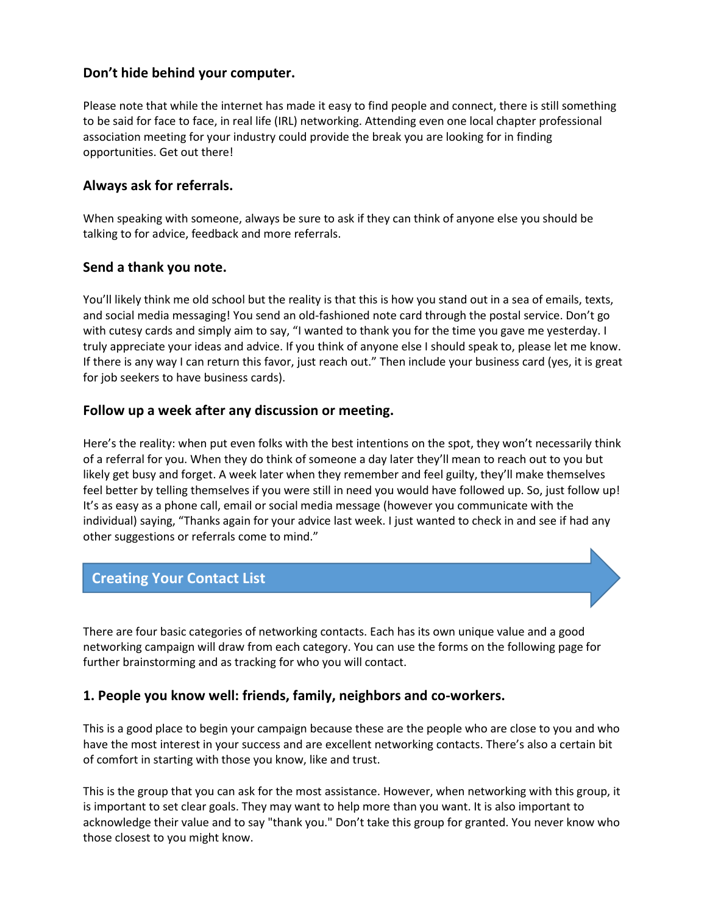### Don't hide behind your computer.

Please note that while the internet has made it easy to find people and connect, there is still something to be said for face to face, in real life (IRL) networking. Attending even one local chapter professional association meeting for your industry could provide the break you are looking for in finding opportunities. Get out there!

### Always ask for referrals.

When speaking with someone, always be sure to ask if they can think of anyone else you should be talking to for advice, feedback and more referrals.

### Send a thank you note.

You'll likely think me old school but the reality is that this is how you stand out in a sea of emails, texts, and social media messaging! You send an old-fashioned note card through the postal service. Don't go with cutesy cards and simply aim to say, "I wanted to thank you for the time you gave me yesterday. I truly appreciate your ideas and advice. If you think of anyone else I should speak to, please let me know. If there is any way I can return this favor, just reach out." Then include your business card (yes, it is great for job seekers to have business cards).

### Follow up a week after any discussion or meeting.

Here's the reality: when put even folks with the best intentions on the spot, they won't necessarily think of a referral for you. When they do think of someone a day later they'll mean to reach out to you but likely get busy and forget. A week later when they remember and feel guilty, they'll make themselves feel better by telling themselves if you were still in need you would have followed up. So, just follow up! It's as easy as a phone call, email or social media message (however you communicate with the individual) saying, "Thanks again for your advice last week. I just wanted to check in and see if had any other suggestions or referrals come to mind."

## Creating Your Contact List

There are four basic categories of networking contacts. Each has its own unique value and a good networking campaign will draw from each category. You can use the forms on the following page for further brainstorming and as tracking for who you will contact.

### 1. People you know well: friends, family, neighbors and co-workers.

This is a good place to begin your campaign because these are the people who are close to you and who have the most interest in your success and are excellent networking contacts. There's also a certain bit of comfort in starting with those you know, like and trust.

This is the group that you can ask for the most assistance. However, when networking with this group, it is important to set clear goals. They may want to help more than you want. It is also important to acknowledge their value and to say "thank you." Don't take this group for granted. You never know who those closest to you might know.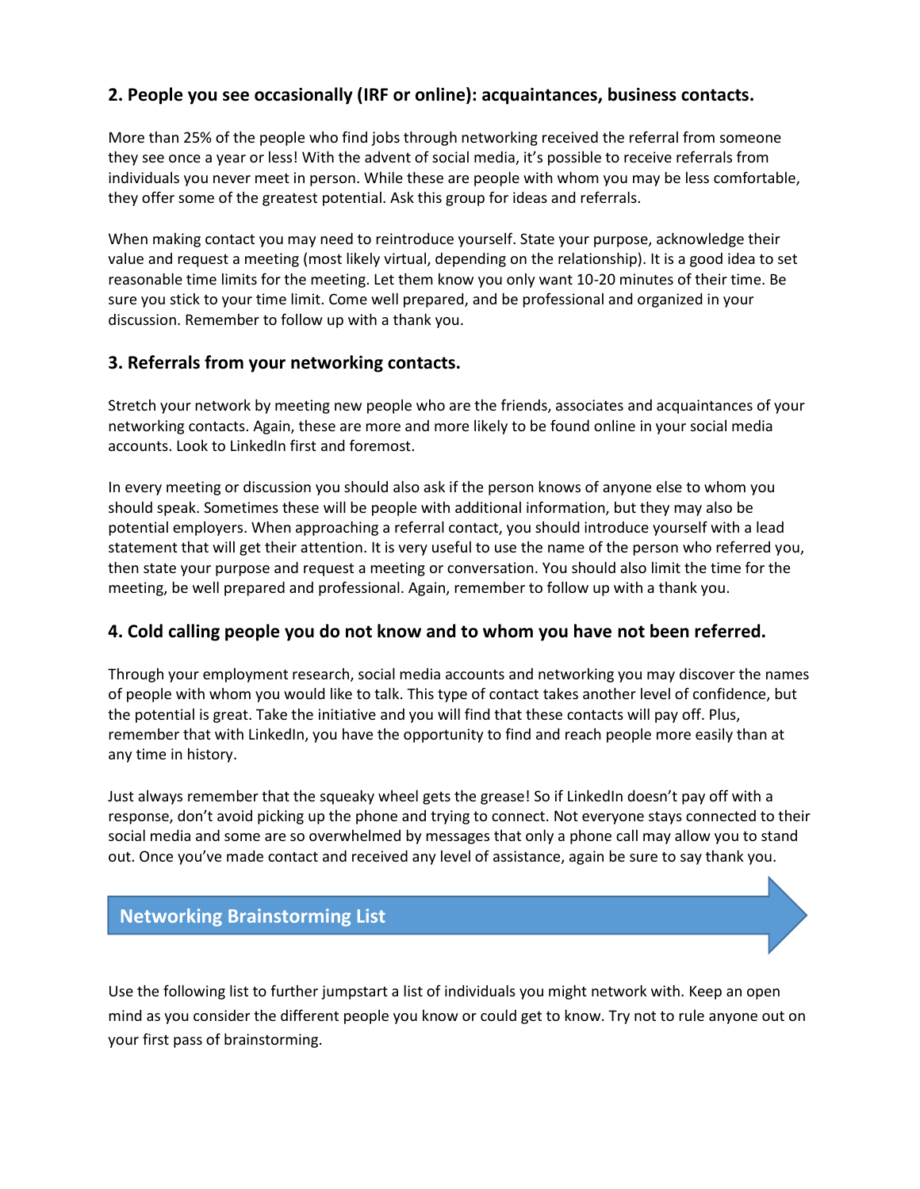### 2. People you see occasionally (IRF or online): acquaintances, business contacts.

More than 25% of the people who find jobs through networking received the referral from someone they see once a year or less! With the advent of social media, it's possible to receive referrals from individuals you never meet in person. While these are people with whom you may be less comfortable, they offer some of the greatest potential. Ask this group for ideas and referrals.

When making contact you may need to reintroduce yourself. State your purpose, acknowledge their value and request a meeting (most likely virtual, depending on the relationship). It is a good idea to set reasonable time limits for the meeting. Let them know you only want 10-20 minutes of their time. Be sure you stick to your time limit. Come well prepared, and be professional and organized in your discussion. Remember to follow up with a thank you.

### 3. Referrals from your networking contacts.

Stretch your network by meeting new people who are the friends, associates and acquaintances of your networking contacts. Again, these are more and more likely to be found online in your social media accounts. Look to LinkedIn first and foremost.

In every meeting or discussion you should also ask if the person knows of anyone else to whom you should speak. Sometimes these will be people with additional information, but they may also be potential employers. When approaching a referral contact, you should introduce yourself with a lead statement that will get their attention. It is very useful to use the name of the person who referred you, then state your purpose and request a meeting or conversation. You should also limit the time for the meeting, be well prepared and professional. Again, remember to follow up with a thank you.

### 4. Cold calling people you do not know and to whom you have not been referred.

Through your employment research, social media accounts and networking you may discover the names of people with whom you would like to talk. This type of contact takes another level of confidence, but the potential is great. Take the initiative and you will find that these contacts will pay off. Plus, remember that with LinkedIn, you have the opportunity to find and reach people more easily than at any time in history.

Just always remember that the squeaky wheel gets the grease! So if LinkedIn doesn't pay off with a response, don't avoid picking up the phone and trying to connect. Not everyone stays connected to their social media and some are so overwhelmed by messages that only a phone call may allow you to stand out. Once you've made contact and received any level of assistance, again be sure to say thank you.

## Networking Brainstorming List

Use the following list to further jumpstart a list of individuals you might network with. Keep an open mind as you consider the different people you know or could get to know. Try not to rule anyone out on your first pass of brainstorming.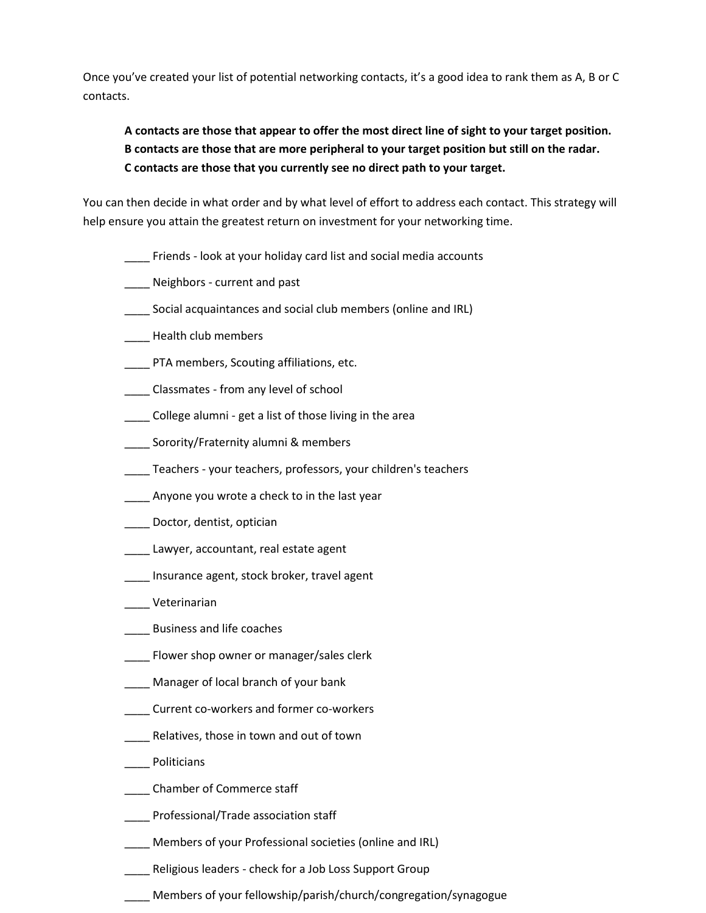Once you've created your list of potential networking contacts, it's a good idea to rank them as A, B or C contacts.

> **A contacts are those that appear to offer the most direct line of sight to your target position.**
> **B contacts are those that are more peripheral to your target position but still on the radar.**
> **C contacts are those that you currently see no direct path to your target.**

You can then decide in what order and by what level of effort to address each contact. This strategy will help ensure you attain the greatest return on investment for your networking time.

____ Friends - look at your holiday card list and social media accounts

____ Neighbors - current and past

____ Social acquaintances and social club members (online and IRL)

____ Health club members

____ PTA members, Scouting affiliations, etc.

____ Classmates - from any level of school

____ College alumni - get a list of those living in the area

____ Sorority/Fraternity alumni & members

____ Teachers - your teachers, professors, your children's teachers

____ Anyone you wrote a check to in the last year

____ Doctor, dentist, optician

____ Lawyer, accountant, real estate agent

____ Insurance agent, stock broker, travel agent

____ Veterinarian

____ Business and life coaches

____ Flower shop owner or manager/sales clerk

____ Manager of local branch of your bank

____ Current co-workers and former co-workers

____ Relatives, those in town and out of town

____ Politicians

____ Chamber of Commerce staff

____ Professional/Trade association staff

____ Members of your Professional societies (online and IRL)

____ Religious leaders - check for a Job Loss Support Group

____ Members of your fellowship/parish/church/congregation/synagogue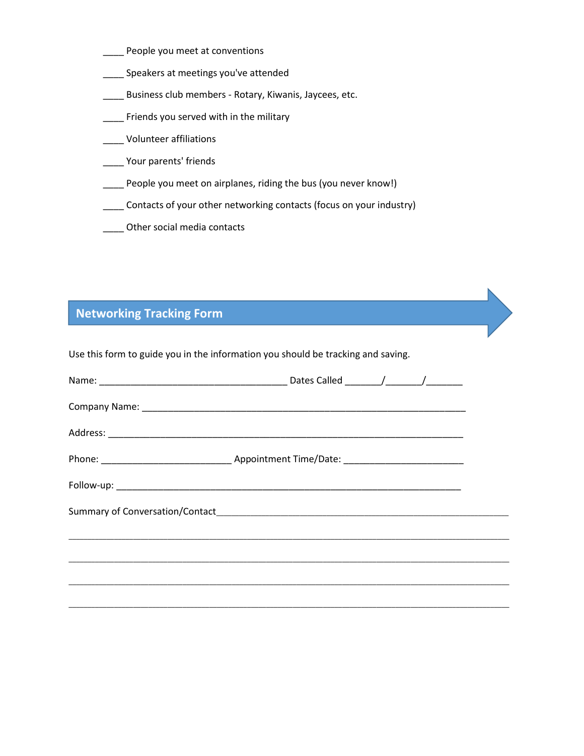____ People you meet at conventions

____ Speakers at meetings you've attended

____ Business club members - Rotary, Kiwanis, Jaycees, etc.

____ Friends you served with in the military

____ Volunteer affiliations

____ Your parents' friends

____ People you meet on airplanes, riding the bus (you never know!)

____ Contacts of your other networking contacts (focus on your industry)

____ Other social media contacts

## Networking Tracking Form

Use this form to guide you in the information you should be tracking and saving.

Name: ____________________________________ Dates Called _______/_______/_______

Company Name: _______________________________________________________________

Address: ____________________________________________________________________

Phone: _________________________ Appointment Time/Date: _______________________

Follow-up: __________________________________________________________________

Summary of Conversation/Contact_________________________________________________________

_____________________________________________________________________________________

_____________________________________________________________________________________

_____________________________________________________________________________________

_____________________________________________________________________________________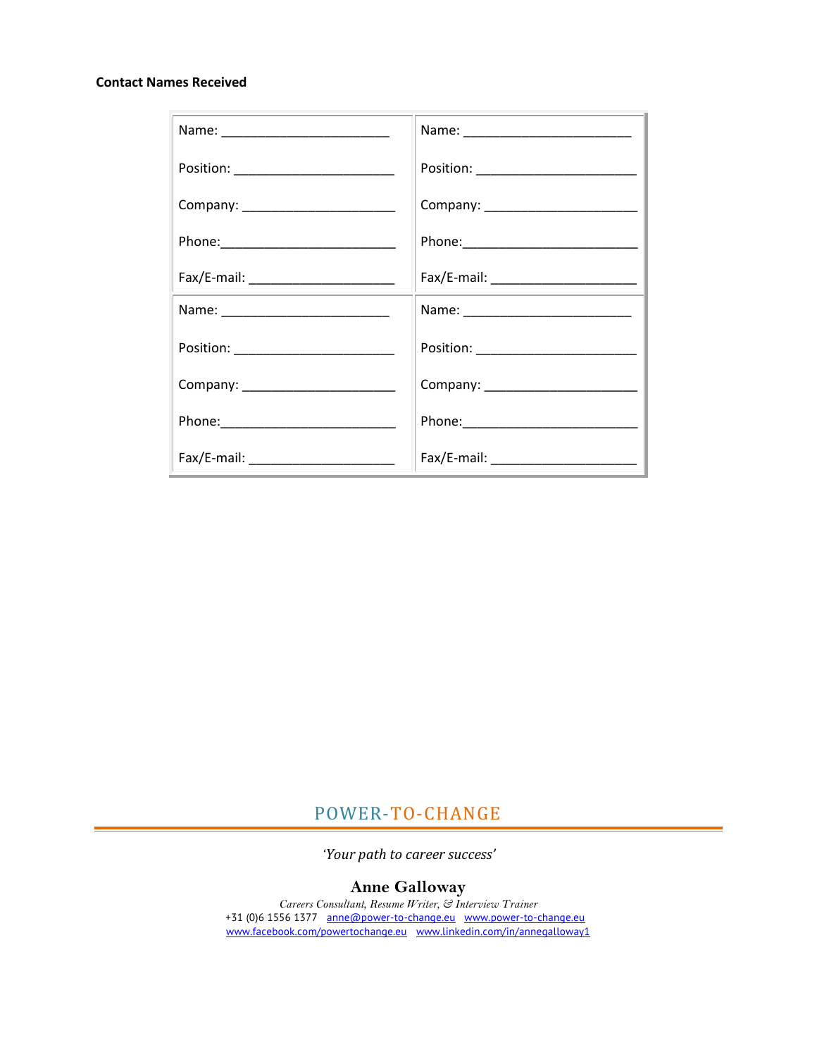**Contact Names Received**

| | |
|---|---|
| Name: ________________________<br><br>Position: _______________________<br><br>Company: ______________________<br><br>Phone:_________________________<br><br>Fax/E-mail: _____________________ | Name: ________________________<br><br>Position: _______________________<br><br>Company: ______________________<br><br>Phone:_________________________<br><br>Fax/E-mail: _____________________ |
| Name: ________________________<br><br>Position: _______________________<br><br>Company: ______________________<br><br>Phone:_________________________<br><br>Fax/E-mail: _____________________ | Name: ________________________<br><br>Position: _______________________<br><br>Company: ______________________<br><br>Phone:_________________________<br><br>Fax/E-mail: _____________________ |

POWER-TO-CHANGE

*'Your path to career success'*

**Anne Galloway**

*Careers Consultant, Resume Writer, & Interview Trainer*

+31 (0)6 1556 1377 anne@power-to-change.eu www.power-to-change.eu

www.facebook.com/powertochange.eu www.linkedin.com/in/annegalloway1